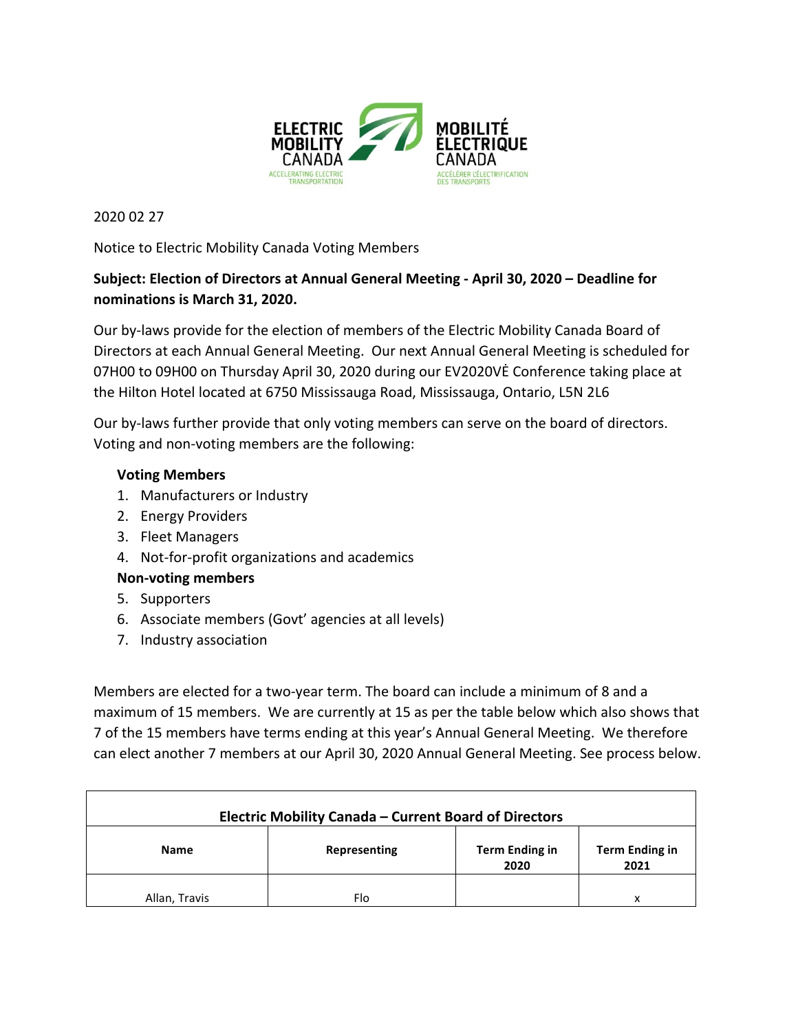ELECTRIC MOBILITY CANADA
ACCELERATING ELECTRIC TRANSPORTATION

MOBILITÉ ÉLECTRIQUE CANADA
ACCÉLÉRER L'ÉLECTRIFICATION DES TRANSPORTS

2020 02 27

Notice to Electric Mobility Canada Voting Members

**Subject: Election of Directors at Annual General Meeting - April 30, 2020 – Deadline for nominations is March 31, 2020.**

Our by-laws provide for the election of members of the Electric Mobility Canada Board of Directors at each Annual General Meeting. Our next Annual General Meeting is scheduled for 07H00 to 09H00 on Thursday April 30, 2020 during our EV2020VÉ Conference taking place at the Hilton Hotel located at 6750 Mississauga Road, Mississauga, Ontario, L5N 2L6

Our by-laws further provide that only voting members can serve on the board of directors. Voting and non-voting members are the following:

**Voting Members**

1. Manufacturers or Industry
2. Energy Providers
3. Fleet Managers
4. Not-for-profit organizations and academics

**Non-voting members**

5. Supporters
6. Associate members (Govt' agencies at all levels)
7. Industry association

Members are elected for a two-year term. The board can include a minimum of 8 and a maximum of 15 members. We are currently at 15 as per the table below which also shows that 7 of the 15 members have terms ending at this year's Annual General Meeting. We therefore can elect another 7 members at our April 30, 2020 Annual General Meeting. See process below.

**Electric Mobility Canada – Current Board of Directors**

| Name | Representing | Term Ending in 2020 | Term Ending in 2021 |
|---|---|---|---|
| Allan, Travis | Flo | | x |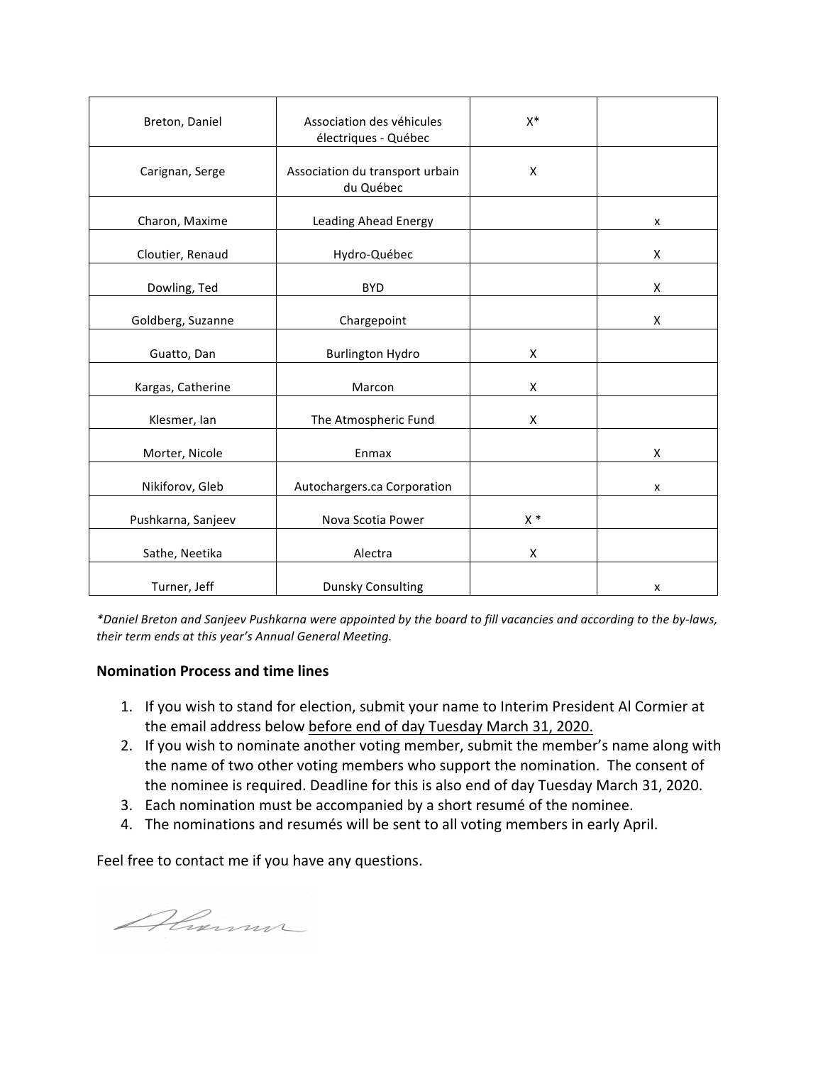| | | | |
|---|---|---|---|
| Breton, Daniel | Association des véhicules électriques - Québec | X* | |
| Carignan, Serge | Association du transport urbain du Québec | X | |
| Charon, Maxime | Leading Ahead Energy | | x |
| Cloutier, Renaud | Hydro-Québec | | X |
| Dowling, Ted | BYD | | X |
| Goldberg, Suzanne | Chargepoint | | X |
| Guatto, Dan | Burlington Hydro | X | |
| Kargas, Catherine | Marcon | X | |
| Klesmer, Ian | The Atmospheric Fund | X | |
| Morter, Nicole | Enmax | | X |
| Nikiforov, Gleb | Autochargers.ca Corporation | | x |
| Pushkarna, Sanjeev | Nova Scotia Power | X * | |
| Sathe, Neetika | Alectra | X | |
| Turner, Jeff | Dunsky Consulting | | x |

*\*Daniel Breton and Sanjeev Pushkarna were appointed by the board to fill vacancies and according to the by-laws, their term ends at this year's Annual General Meeting.*

**Nomination Process and time lines**

1. If you wish to stand for election, submit your name to Interim President Al Cormier at the email address below <u>before end of day Tuesday March 31, 2020.</u>
2. If you wish to nominate another voting member, submit the member's name along with the name of two other voting members who support the nomination. The consent of the nominee is required. Deadline for this is also end of day Tuesday March 31, 2020.
3. Each nomination must be accompanied by a short resumé of the nominee.
4. The nominations and resumés will be sent to all voting members in early April.

Feel free to contact me if you have any questions.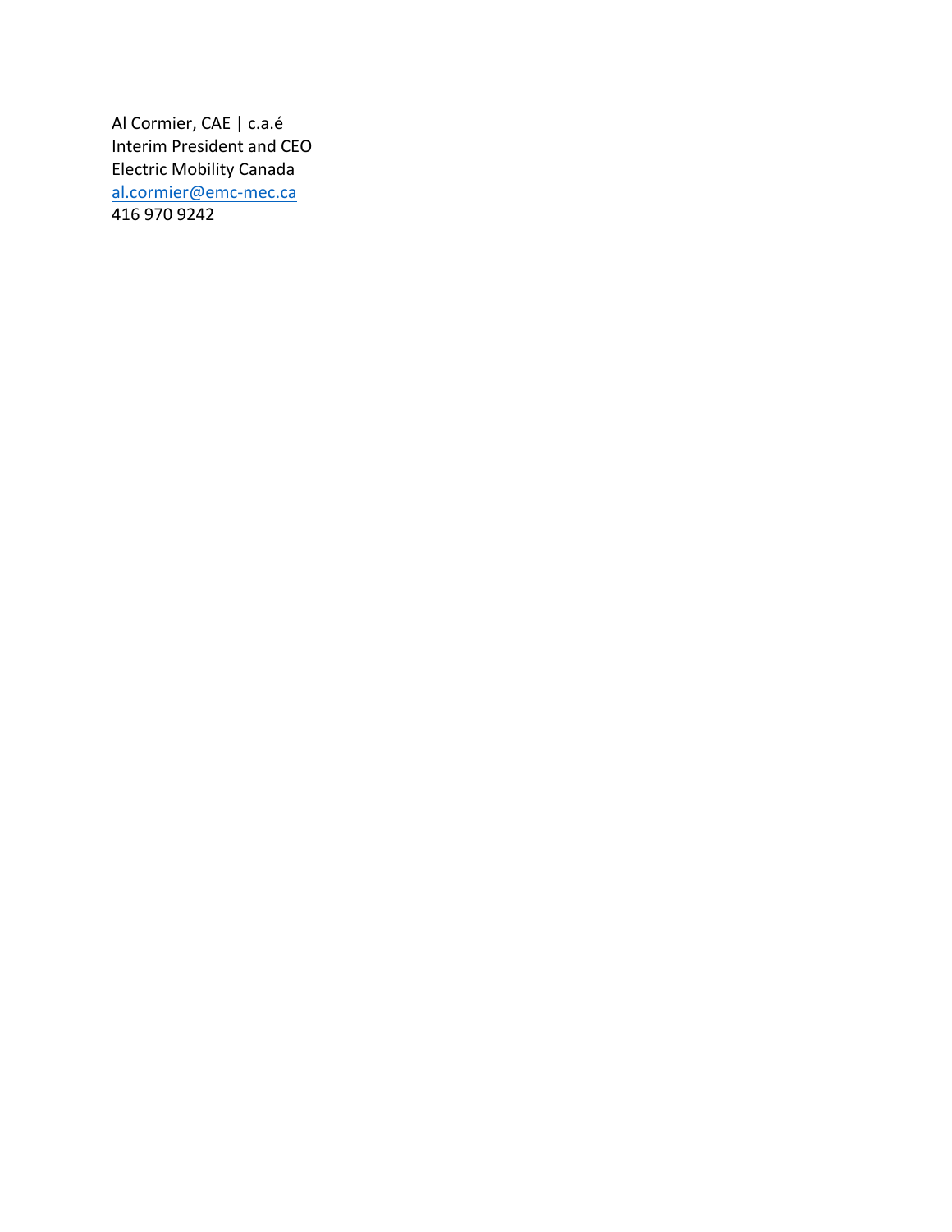Al Cormier, CAE | c.a.é
Interim President and CEO
Electric Mobility Canada
al.cormier@emc-mec.ca
416 970 9242